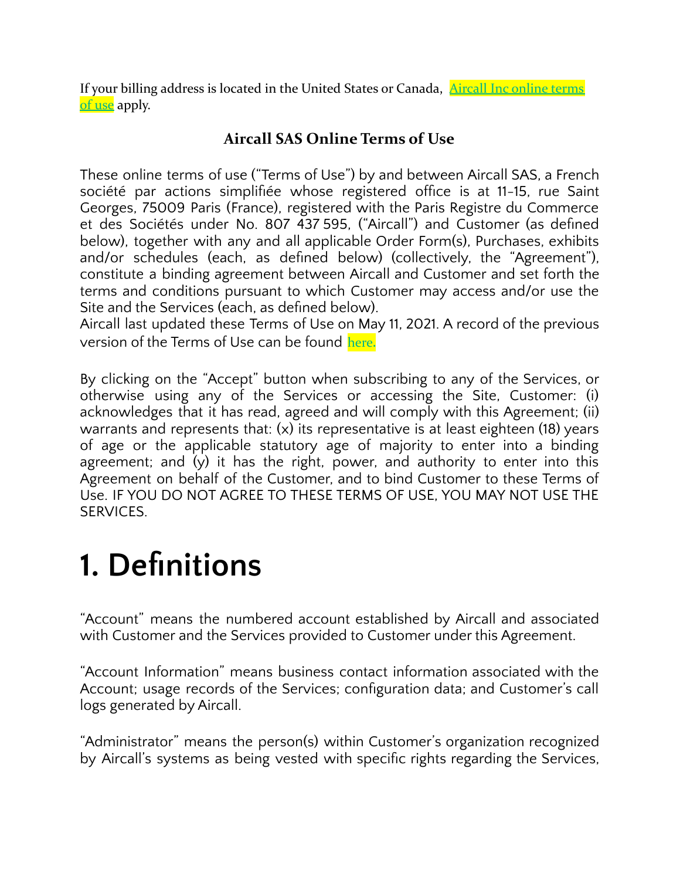If your billing address is located in the United States or Canada, Aircall Inc online terms of use apply.

**Aircall SAS Online Terms of Use**

These online terms of use ("Terms of Use") by and between Aircall SAS, a French société par actions simplifiée whose registered office is at 11-15, rue Saint Georges, 75009 Paris (France), registered with the Paris Registre du Commerce et des Sociétés under No. 807 437 595, ("Aircall") and Customer (as defined below), together with any and all applicable Order Form(s), Purchases, exhibits and/or schedules (each, as defined below) (collectively, the "Agreement"), constitute a binding agreement between Aircall and Customer and set forth the terms and conditions pursuant to which Customer may access and/or use the Site and the Services (each, as defined below).
Aircall last updated these Terms of Use on May 11, 2021. A record of the previous version of the Terms of Use can be found here.

By clicking on the "Accept" button when subscribing to any of the Services, or otherwise using any of the Services or accessing the Site, Customer: (i) acknowledges that it has read, agreed and will comply with this Agreement; (ii) warrants and represents that: (x) its representative is at least eighteen (18) years of age or the applicable statutory age of majority to enter into a binding agreement; and (y) it has the right, power, and authority to enter into this Agreement on behalf of the Customer, and to bind Customer to these Terms of Use. IF YOU DO NOT AGREE TO THESE TERMS OF USE, YOU MAY NOT USE THE SERVICES.

# 1. Definitions

"Account" means the numbered account established by Aircall and associated with Customer and the Services provided to Customer under this Agreement.

"Account Information" means business contact information associated with the Account; usage records of the Services; configuration data; and Customer's call logs generated by Aircall.

"Administrator" means the person(s) within Customer's organization recognized by Aircall's systems as being vested with specific rights regarding the Services,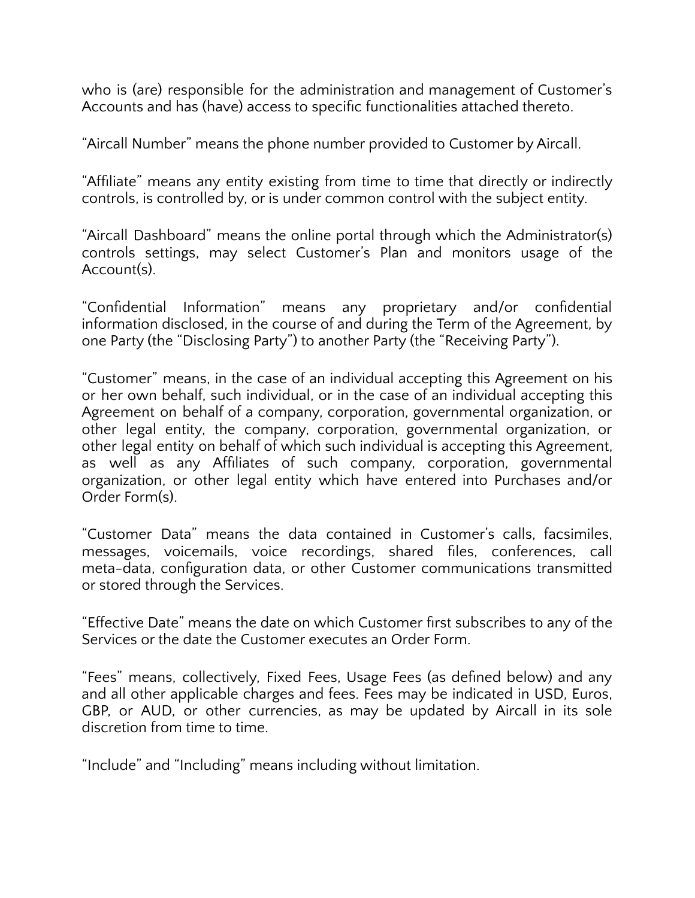who is (are) responsible for the administration and management of Customer's Accounts and has (have) access to specific functionalities attached thereto.

"Aircall Number" means the phone number provided to Customer by Aircall.

"Affiliate" means any entity existing from time to time that directly or indirectly controls, is controlled by, or is under common control with the subject entity.

"Aircall Dashboard" means the online portal through which the Administrator(s) controls settings, may select Customer's Plan and monitors usage of the Account(s).

"Confidential Information" means any proprietary and/or confidential information disclosed, in the course of and during the Term of the Agreement, by one Party (the "Disclosing Party") to another Party (the "Receiving Party").

"Customer" means, in the case of an individual accepting this Agreement on his or her own behalf, such individual, or in the case of an individual accepting this Agreement on behalf of a company, corporation, governmental organization, or other legal entity, the company, corporation, governmental organization, or other legal entity on behalf of which such individual is accepting this Agreement, as well as any Affiliates of such company, corporation, governmental organization, or other legal entity which have entered into Purchases and/or Order Form(s).

"Customer Data" means the data contained in Customer's calls, facsimiles, messages, voicemails, voice recordings, shared files, conferences, call meta-data, configuration data, or other Customer communications transmitted or stored through the Services.

"Effective Date" means the date on which Customer first subscribes to any of the Services or the date the Customer executes an Order Form.

"Fees" means, collectively, Fixed Fees, Usage Fees (as defined below) and any and all other applicable charges and fees. Fees may be indicated in USD, Euros, GBP, or AUD, or other currencies, as may be updated by Aircall in its sole discretion from time to time.

"Include" and "Including" means including without limitation.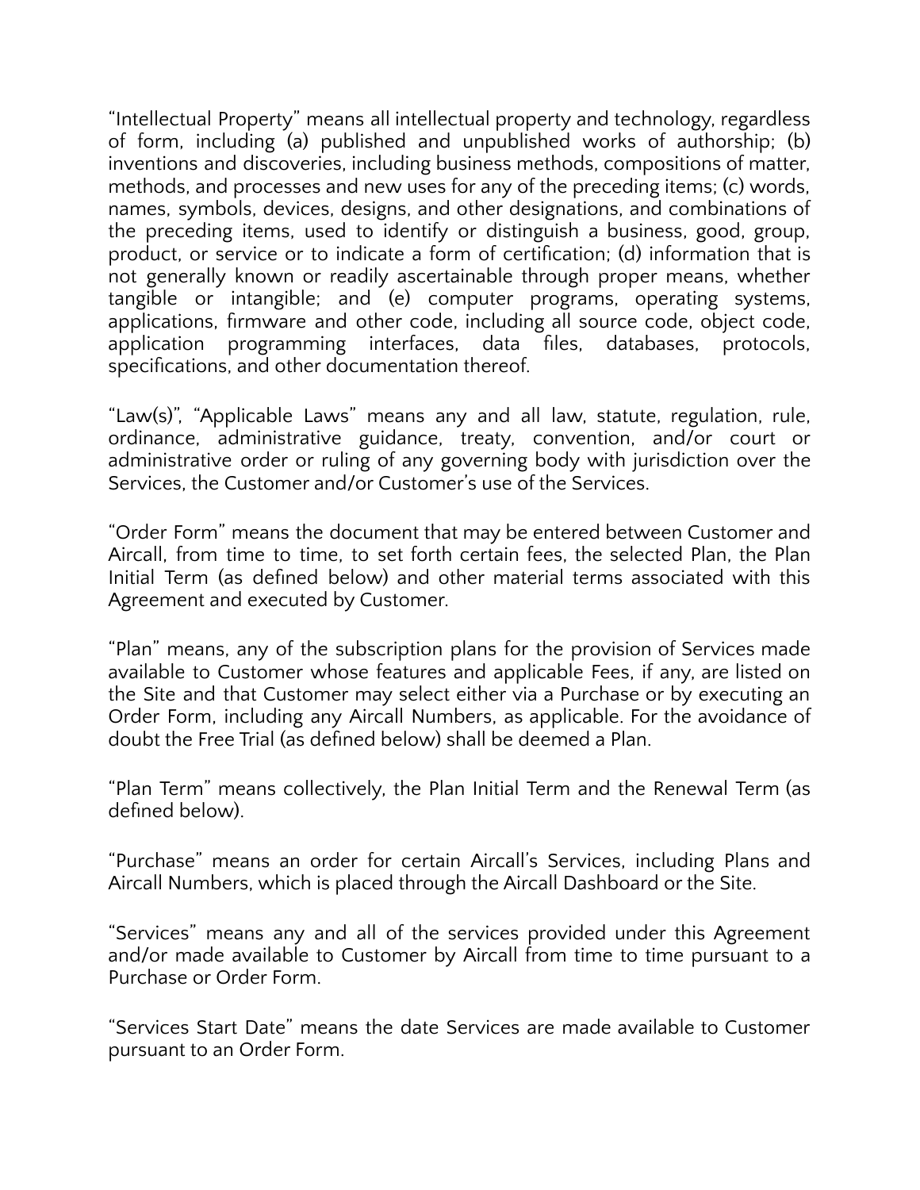“Intellectual Property” means all intellectual property and technology, regardless of form, including (a) published and unpublished works of authorship; (b) inventions and discoveries, including business methods, compositions of matter, methods, and processes and new uses for any of the preceding items; (c) words, names, symbols, devices, designs, and other designations, and combinations of the preceding items, used to identify or distinguish a business, good, group, product, or service or to indicate a form of certification; (d) information that is not generally known or readily ascertainable through proper means, whether tangible or intangible; and (e) computer programs, operating systems, applications, firmware and other code, including all source code, object code, application programming interfaces, data files, databases, protocols, specifications, and other documentation thereof.

“Law(s)”, “Applicable Laws” means any and all law, statute, regulation, rule, ordinance, administrative guidance, treaty, convention, and/or court or administrative order or ruling of any governing body with jurisdiction over the Services, the Customer and/or Customer’s use of the Services.

“Order Form” means the document that may be entered between Customer and Aircall, from time to time, to set forth certain fees, the selected Plan, the Plan Initial Term (as defined below) and other material terms associated with this Agreement and executed by Customer.

“Plan” means, any of the subscription plans for the provision of Services made available to Customer whose features and applicable Fees, if any, are listed on the Site and that Customer may select either via a Purchase or by executing an Order Form, including any Aircall Numbers, as applicable. For the avoidance of doubt the Free Trial (as defined below) shall be deemed a Plan.

“Plan Term” means collectively, the Plan Initial Term and the Renewal Term (as defined below).

“Purchase” means an order for certain Aircall’s Services, including Plans and Aircall Numbers, which is placed through the Aircall Dashboard or the Site.

“Services” means any and all of the services provided under this Agreement and/or made available to Customer by Aircall from time to time pursuant to a Purchase or Order Form.

“Services Start Date” means the date Services are made available to Customer pursuant to an Order Form.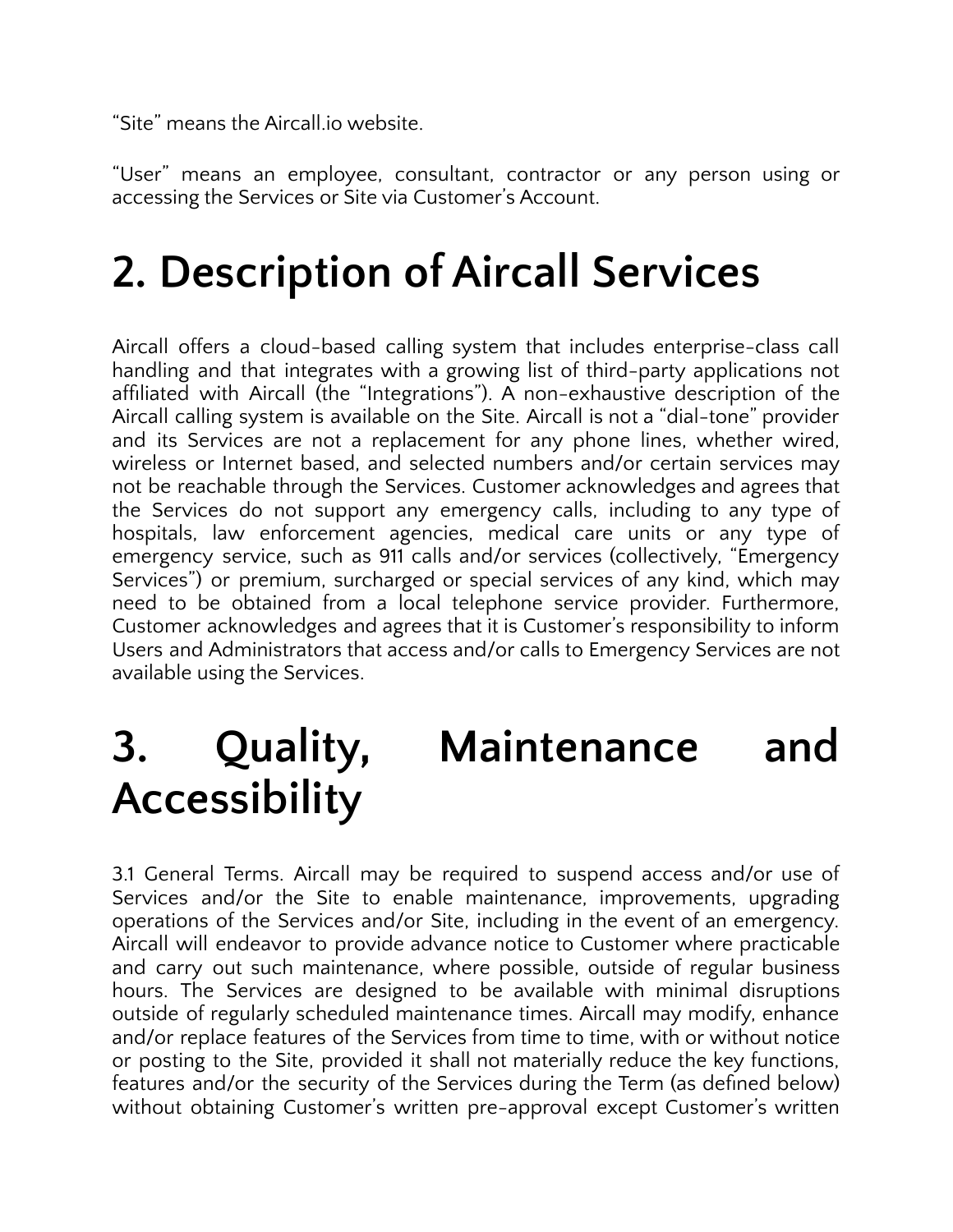“Site” means the Aircall.io website.

“User” means an employee, consultant, contractor or any person using or accessing the Services or Site via Customer’s Account.

# 2. Description of Aircall Services

Aircall offers a cloud-based calling system that includes enterprise-class call handling and that integrates with a growing list of third-party applications not affiliated with Aircall (the “Integrations”). A non-exhaustive description of the Aircall calling system is available on the Site. Aircall is not a “dial-tone” provider and its Services are not a replacement for any phone lines, whether wired, wireless or Internet based, and selected numbers and/or certain services may not be reachable through the Services. Customer acknowledges and agrees that the Services do not support any emergency calls, including to any type of hospitals, law enforcement agencies, medical care units or any type of emergency service, such as 911 calls and/or services (collectively, “Emergency Services”) or premium, surcharged or special services of any kind, which may need to be obtained from a local telephone service provider. Furthermore, Customer acknowledges and agrees that it is Customer’s responsibility to inform Users and Administrators that access and/or calls to Emergency Services are not available using the Services.

# 3. Quality, Maintenance and Accessibility

3.1 General Terms. Aircall may be required to suspend access and/or use of Services and/or the Site to enable maintenance, improvements, upgrading operations of the Services and/or Site, including in the event of an emergency. Aircall will endeavor to provide advance notice to Customer where practicable and carry out such maintenance, where possible, outside of regular business hours. The Services are designed to be available with minimal disruptions outside of regularly scheduled maintenance times. Aircall may modify, enhance and/or replace features of the Services from time to time, with or without notice or posting to the Site, provided it shall not materially reduce the key functions, features and/or the security of the Services during the Term (as defined below) without obtaining Customer’s written pre-approval except Customer’s written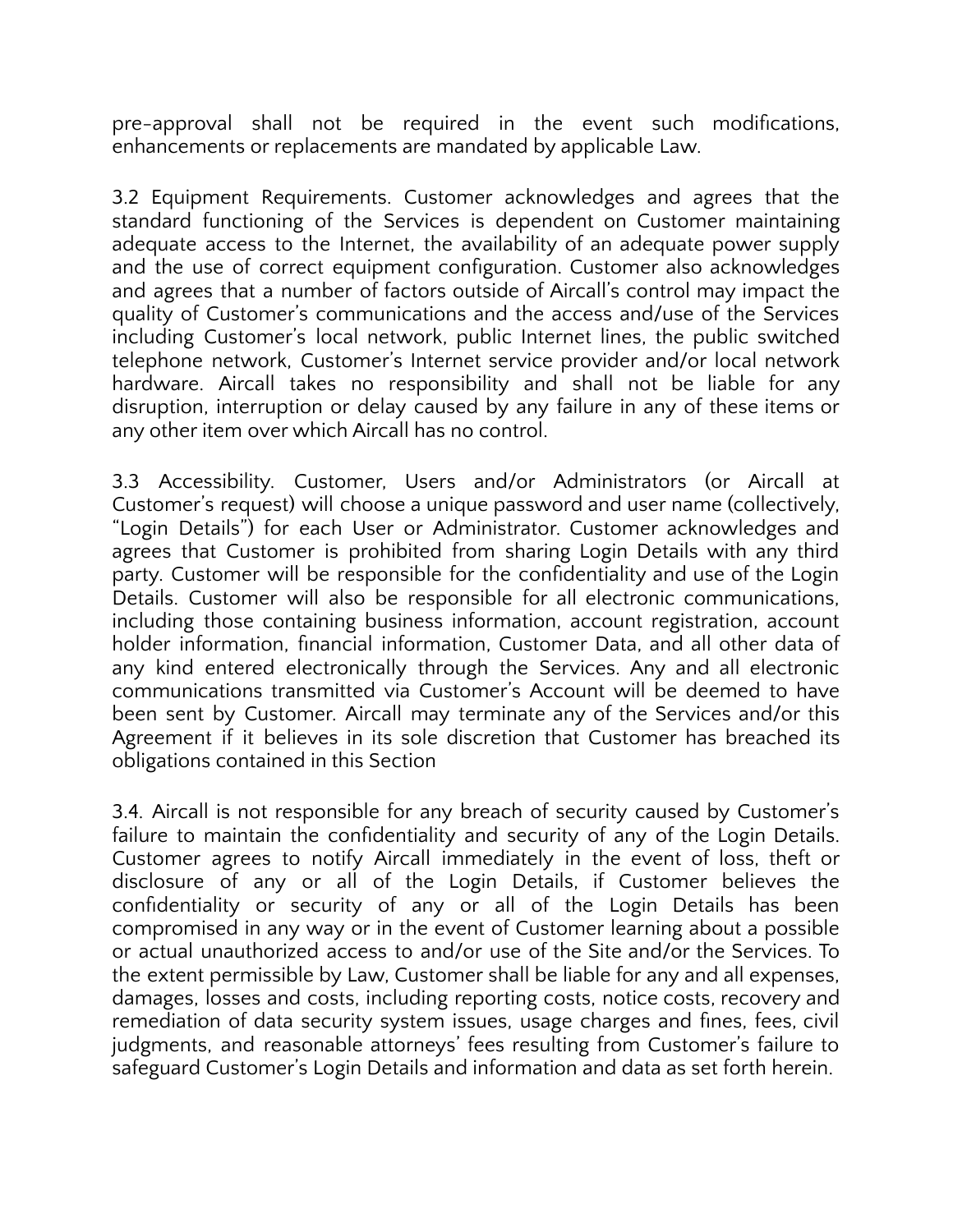pre-approval shall not be required in the event such modifications, enhancements or replacements are mandated by applicable Law.

3.2 Equipment Requirements. Customer acknowledges and agrees that the standard functioning of the Services is dependent on Customer maintaining adequate access to the Internet, the availability of an adequate power supply and the use of correct equipment configuration. Customer also acknowledges and agrees that a number of factors outside of Aircall's control may impact the quality of Customer's communications and the access and/use of the Services including Customer's local network, public Internet lines, the public switched telephone network, Customer's Internet service provider and/or local network hardware. Aircall takes no responsibility and shall not be liable for any disruption, interruption or delay caused by any failure in any of these items or any other item over which Aircall has no control.

3.3 Accessibility. Customer, Users and/or Administrators (or Aircall at Customer's request) will choose a unique password and user name (collectively, "Login Details") for each User or Administrator. Customer acknowledges and agrees that Customer is prohibited from sharing Login Details with any third party. Customer will be responsible for the confidentiality and use of the Login Details. Customer will also be responsible for all electronic communications, including those containing business information, account registration, account holder information, financial information, Customer Data, and all other data of any kind entered electronically through the Services. Any and all electronic communications transmitted via Customer's Account will be deemed to have been sent by Customer. Aircall may terminate any of the Services and/or this Agreement if it believes in its sole discretion that Customer has breached its obligations contained in this Section

3.4. Aircall is not responsible for any breach of security caused by Customer's failure to maintain the confidentiality and security of any of the Login Details. Customer agrees to notify Aircall immediately in the event of loss, theft or disclosure of any or all of the Login Details, if Customer believes the confidentiality or security of any or all of the Login Details has been compromised in any way or in the event of Customer learning about a possible or actual unauthorized access to and/or use of the Site and/or the Services. To the extent permissible by Law, Customer shall be liable for any and all expenses, damages, losses and costs, including reporting costs, notice costs, recovery and remediation of data security system issues, usage charges and fines, fees, civil judgments, and reasonable attorneys' fees resulting from Customer's failure to safeguard Customer's Login Details and information and data as set forth herein.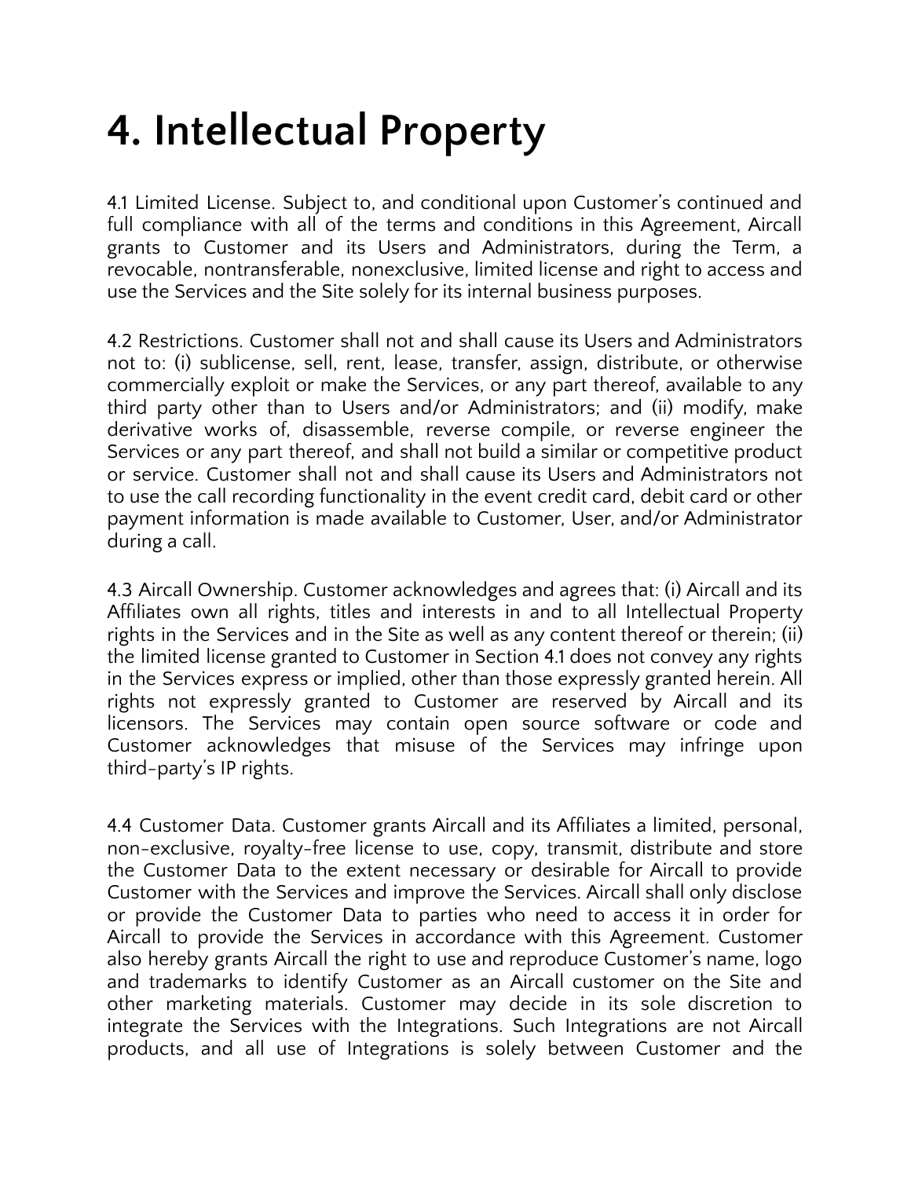# 4. Intellectual Property

4.1 Limited License. Subject to, and conditional upon Customer's continued and full compliance with all of the terms and conditions in this Agreement, Aircall grants to Customer and its Users and Administrators, during the Term, a revocable, nontransferable, nonexclusive, limited license and right to access and use the Services and the Site solely for its internal business purposes.

4.2 Restrictions. Customer shall not and shall cause its Users and Administrators not to: (i) sublicense, sell, rent, lease, transfer, assign, distribute, or otherwise commercially exploit or make the Services, or any part thereof, available to any third party other than to Users and/or Administrators; and (ii) modify, make derivative works of, disassemble, reverse compile, or reverse engineer the Services or any part thereof, and shall not build a similar or competitive product or service. Customer shall not and shall cause its Users and Administrators not to use the call recording functionality in the event credit card, debit card or other payment information is made available to Customer, User, and/or Administrator during a call.

4.3 Aircall Ownership. Customer acknowledges and agrees that: (i) Aircall and its Affiliates own all rights, titles and interests in and to all Intellectual Property rights in the Services and in the Site as well as any content thereof or therein; (ii) the limited license granted to Customer in Section 4.1 does not convey any rights in the Services express or implied, other than those expressly granted herein. All rights not expressly granted to Customer are reserved by Aircall and its licensors. The Services may contain open source software or code and Customer acknowledges that misuse of the Services may infringe upon third-party's IP rights.

4.4 Customer Data. Customer grants Aircall and its Affiliates a limited, personal, non-exclusive, royalty-free license to use, copy, transmit, distribute and store the Customer Data to the extent necessary or desirable for Aircall to provide Customer with the Services and improve the Services. Aircall shall only disclose or provide the Customer Data to parties who need to access it in order for Aircall to provide the Services in accordance with this Agreement. Customer also hereby grants Aircall the right to use and reproduce Customer's name, logo and trademarks to identify Customer as an Aircall customer on the Site and other marketing materials. Customer may decide in its sole discretion to integrate the Services with the Integrations. Such Integrations are not Aircall products, and all use of Integrations is solely between Customer and the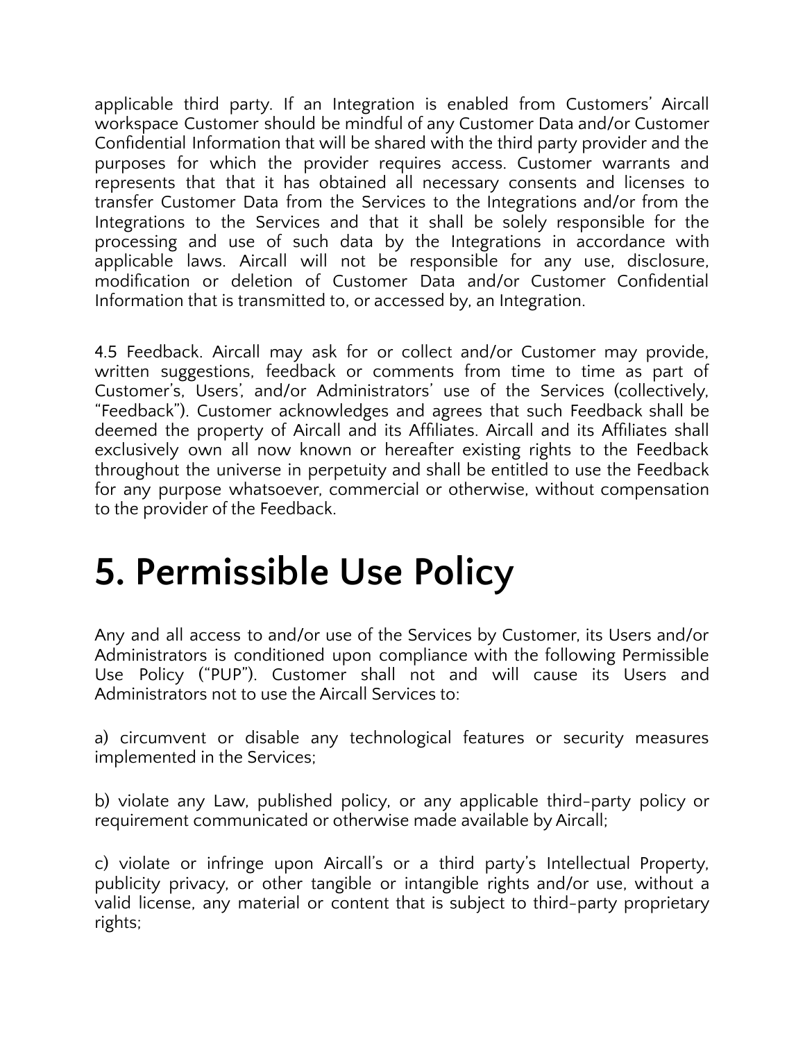applicable third party. If an Integration is enabled from Customers' Aircall workspace Customer should be mindful of any Customer Data and/or Customer Confidential Information that will be shared with the third party provider and the purposes for which the provider requires access. Customer warrants and represents that that it has obtained all necessary consents and licenses to transfer Customer Data from the Services to the Integrations and/or from the Integrations to the Services and that it shall be solely responsible for the processing and use of such data by the Integrations in accordance with applicable laws. Aircall will not be responsible for any use, disclosure, modification or deletion of Customer Data and/or Customer Confidential Information that is transmitted to, or accessed by, an Integration.

4.5 Feedback. Aircall may ask for or collect and/or Customer may provide, written suggestions, feedback or comments from time to time as part of Customer's, Users', and/or Administrators' use of the Services (collectively, "Feedback"). Customer acknowledges and agrees that such Feedback shall be deemed the property of Aircall and its Affiliates. Aircall and its Affiliates shall exclusively own all now known or hereafter existing rights to the Feedback throughout the universe in perpetuity and shall be entitled to use the Feedback for any purpose whatsoever, commercial or otherwise, without compensation to the provider of the Feedback.

# 5. Permissible Use Policy

Any and all access to and/or use of the Services by Customer, its Users and/or Administrators is conditioned upon compliance with the following Permissible Use Policy ("PUP"). Customer shall not and will cause its Users and Administrators not to use the Aircall Services to:

a) circumvent or disable any technological features or security measures implemented in the Services;

b) violate any Law, published policy, or any applicable third-party policy or requirement communicated or otherwise made available by Aircall;

c) violate or infringe upon Aircall's or a third party's Intellectual Property, publicity privacy, or other tangible or intangible rights and/or use, without a valid license, any material or content that is subject to third-party proprietary rights;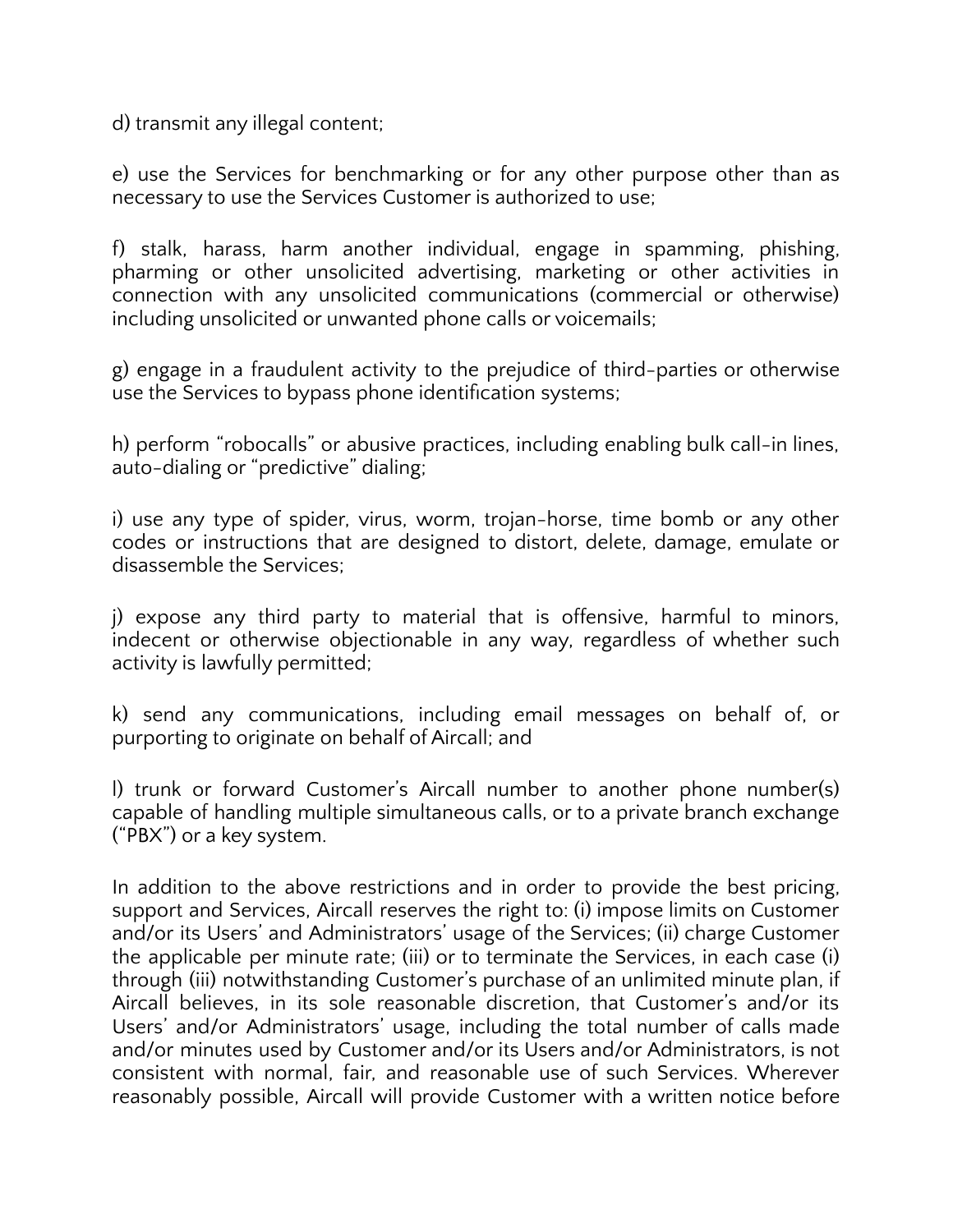d) transmit any illegal content;

e) use the Services for benchmarking or for any other purpose other than as necessary to use the Services Customer is authorized to use;

f) stalk, harass, harm another individual, engage in spamming, phishing, pharming or other unsolicited advertising, marketing or other activities in connection with any unsolicited communications (commercial or otherwise) including unsolicited or unwanted phone calls or voicemails;

g) engage in a fraudulent activity to the prejudice of third-parties or otherwise use the Services to bypass phone identification systems;

h) perform "robocalls" or abusive practices, including enabling bulk call-in lines, auto-dialing or "predictive" dialing;

i) use any type of spider, virus, worm, trojan-horse, time bomb or any other codes or instructions that are designed to distort, delete, damage, emulate or disassemble the Services;

j) expose any third party to material that is offensive, harmful to minors, indecent or otherwise objectionable in any way, regardless of whether such activity is lawfully permitted;

k) send any communications, including email messages on behalf of, or purporting to originate on behalf of Aircall; and

l) trunk or forward Customer's Aircall number to another phone number(s) capable of handling multiple simultaneous calls, or to a private branch exchange ("PBX") or a key system.

In addition to the above restrictions and in order to provide the best pricing, support and Services, Aircall reserves the right to: (i) impose limits on Customer and/or its Users' and Administrators' usage of the Services; (ii) charge Customer the applicable per minute rate; (iii) or to terminate the Services, in each case (i) through (iii) notwithstanding Customer's purchase of an unlimited minute plan, if Aircall believes, in its sole reasonable discretion, that Customer's and/or its Users' and/or Administrators' usage, including the total number of calls made and/or minutes used by Customer and/or its Users and/or Administrators, is not consistent with normal, fair, and reasonable use of such Services. Wherever reasonably possible, Aircall will provide Customer with a written notice before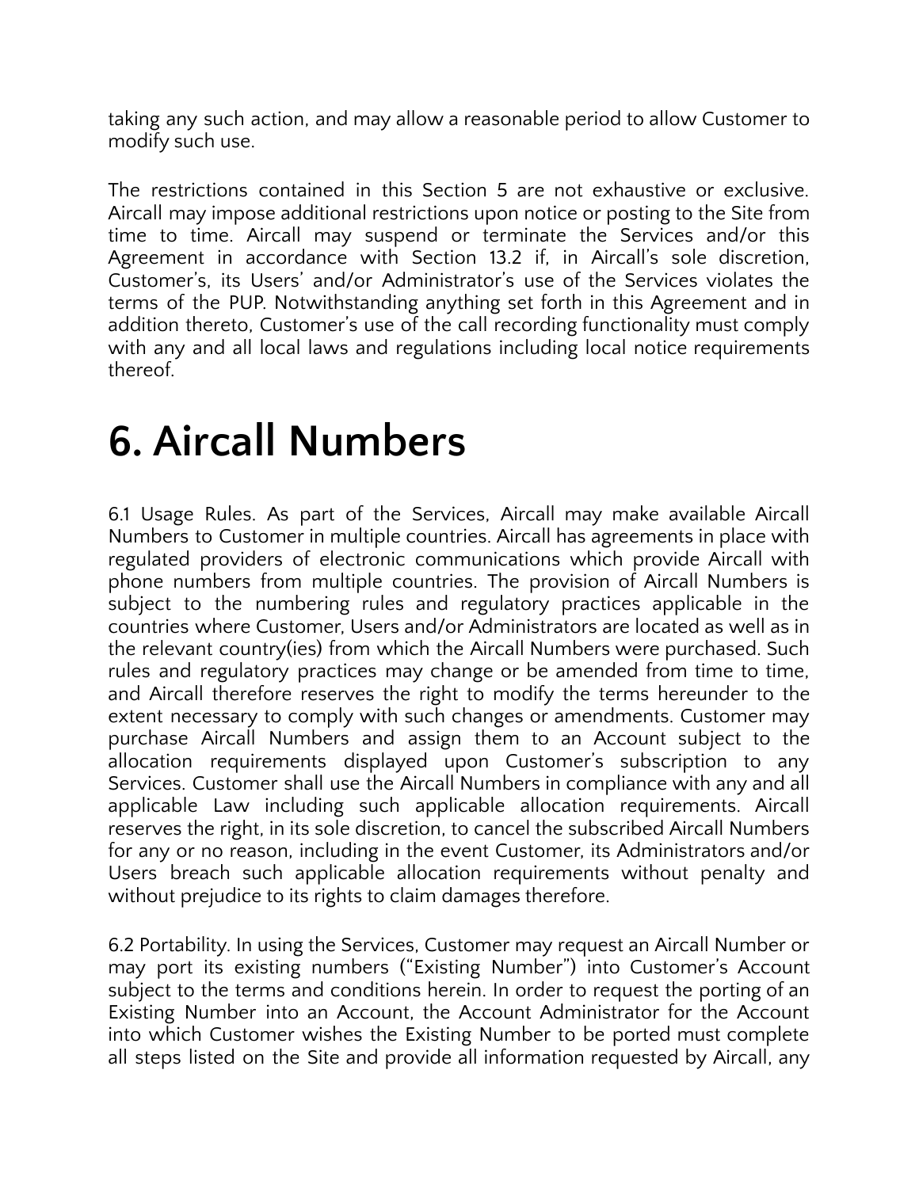taking any such action, and may allow a reasonable period to allow Customer to modify such use.

The restrictions contained in this Section 5 are not exhaustive or exclusive. Aircall may impose additional restrictions upon notice or posting to the Site from time to time. Aircall may suspend or terminate the Services and/or this Agreement in accordance with Section 13.2 if, in Aircall's sole discretion, Customer's, its Users' and/or Administrator's use of the Services violates the terms of the PUP. Notwithstanding anything set forth in this Agreement and in addition thereto, Customer's use of the call recording functionality must comply with any and all local laws and regulations including local notice requirements thereof.

# 6. Aircall Numbers

6.1 Usage Rules. As part of the Services, Aircall may make available Aircall Numbers to Customer in multiple countries. Aircall has agreements in place with regulated providers of electronic communications which provide Aircall with phone numbers from multiple countries. The provision of Aircall Numbers is subject to the numbering rules and regulatory practices applicable in the countries where Customer, Users and/or Administrators are located as well as in the relevant country(ies) from which the Aircall Numbers were purchased. Such rules and regulatory practices may change or be amended from time to time, and Aircall therefore reserves the right to modify the terms hereunder to the extent necessary to comply with such changes or amendments. Customer may purchase Aircall Numbers and assign them to an Account subject to the allocation requirements displayed upon Customer's subscription to any Services. Customer shall use the Aircall Numbers in compliance with any and all applicable Law including such applicable allocation requirements. Aircall reserves the right, in its sole discretion, to cancel the subscribed Aircall Numbers for any or no reason, including in the event Customer, its Administrators and/or Users breach such applicable allocation requirements without penalty and without prejudice to its rights to claim damages therefore.

6.2 Portability. In using the Services, Customer may request an Aircall Number or may port its existing numbers ("Existing Number") into Customer's Account subject to the terms and conditions herein. In order to request the porting of an Existing Number into an Account, the Account Administrator for the Account into which Customer wishes the Existing Number to be ported must complete all steps listed on the Site and provide all information requested by Aircall, any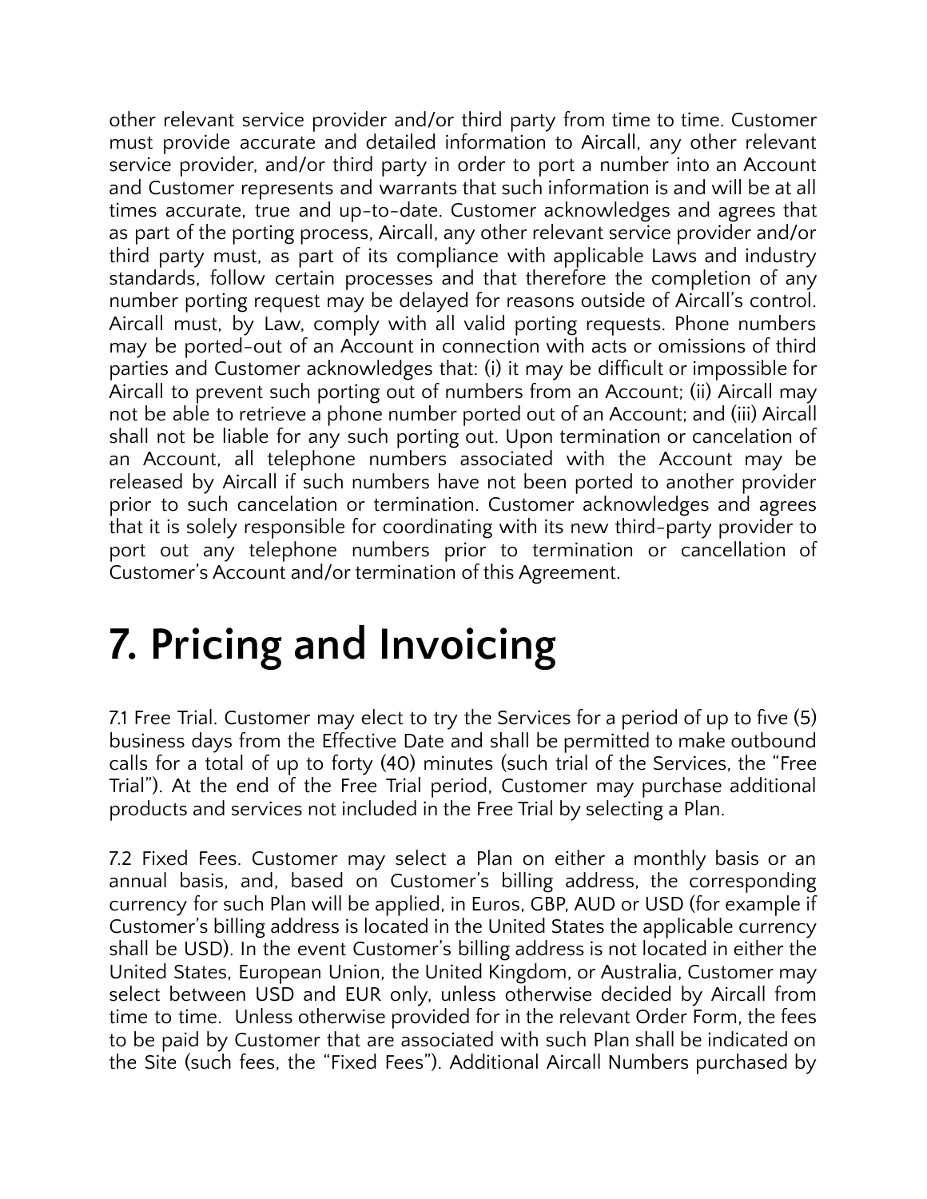other relevant service provider and/or third party from time to time. Customer must provide accurate and detailed information to Aircall, any other relevant service provider, and/or third party in order to port a number into an Account and Customer represents and warrants that such information is and will be at all times accurate, true and up-to-date. Customer acknowledges and agrees that as part of the porting process, Aircall, any other relevant service provider and/or third party must, as part of its compliance with applicable Laws and industry standards, follow certain processes and that therefore the completion of any number porting request may be delayed for reasons outside of Aircall's control. Aircall must, by Law, comply with all valid porting requests. Phone numbers may be ported-out of an Account in connection with acts or omissions of third parties and Customer acknowledges that: (i) it may be difficult or impossible for Aircall to prevent such porting out of numbers from an Account; (ii) Aircall may not be able to retrieve a phone number ported out of an Account; and (iii) Aircall shall not be liable for any such porting out. Upon termination or cancelation of an Account, all telephone numbers associated with the Account may be released by Aircall if such numbers have not been ported to another provider prior to such cancelation or termination. Customer acknowledges and agrees that it is solely responsible for coordinating with its new third-party provider to port out any telephone numbers prior to termination or cancellation of Customer's Account and/or termination of this Agreement.

# 7. Pricing and Invoicing

7.1 Free Trial. Customer may elect to try the Services for a period of up to five (5) business days from the Effective Date and shall be permitted to make outbound calls for a total of up to forty (40) minutes (such trial of the Services, the "Free Trial"). At the end of the Free Trial period, Customer may purchase additional products and services not included in the Free Trial by selecting a Plan.

7.2 Fixed Fees. Customer may select a Plan on either a monthly basis or an annual basis, and, based on Customer's billing address, the corresponding currency for such Plan will be applied, in Euros, GBP, AUD or USD (for example if Customer's billing address is located in the United States the applicable currency shall be USD). In the event Customer's billing address is not located in either the United States, European Union, the United Kingdom, or Australia, Customer may select between USD and EUR only, unless otherwise decided by Aircall from time to time. Unless otherwise provided for in the relevant Order Form, the fees to be paid by Customer that are associated with such Plan shall be indicated on the Site (such fees, the "Fixed Fees"). Additional Aircall Numbers purchased by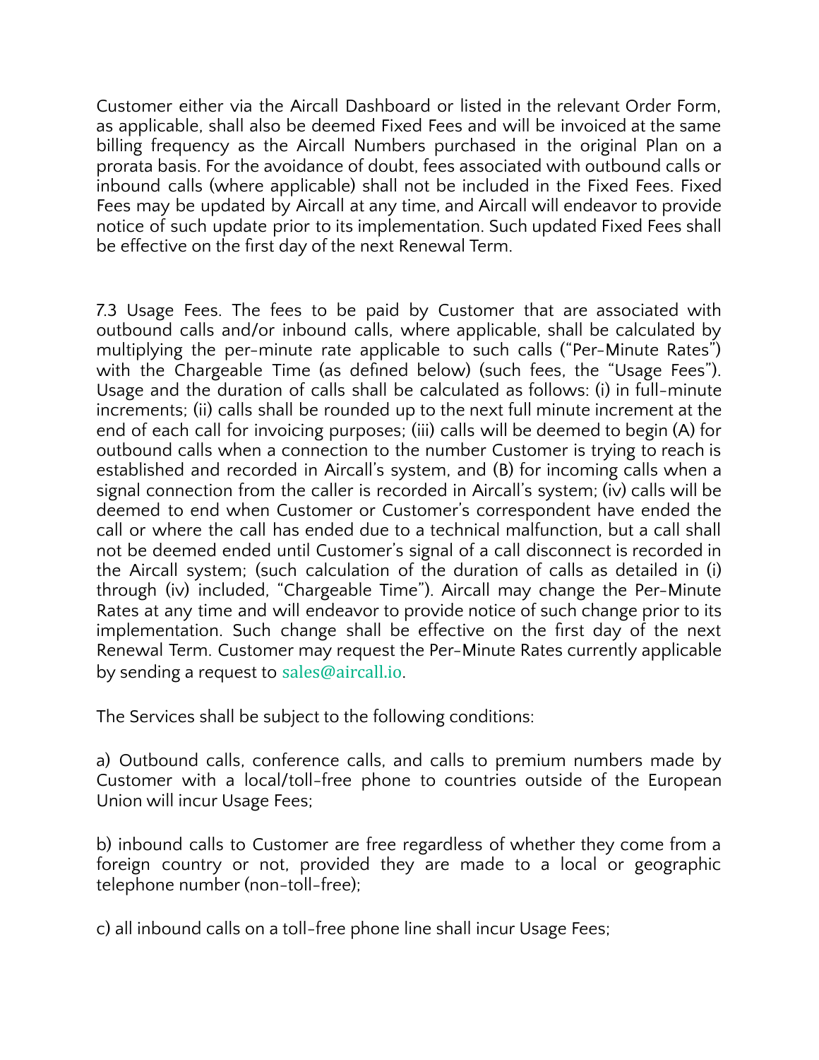Customer either via the Aircall Dashboard or listed in the relevant Order Form, as applicable, shall also be deemed Fixed Fees and will be invoiced at the same billing frequency as the Aircall Numbers purchased in the original Plan on a prorata basis. For the avoidance of doubt, fees associated with outbound calls or inbound calls (where applicable) shall not be included in the Fixed Fees. Fixed Fees may be updated by Aircall at any time, and Aircall will endeavor to provide notice of such update prior to its implementation. Such updated Fixed Fees shall be effective on the first day of the next Renewal Term.

7.3 Usage Fees. The fees to be paid by Customer that are associated with outbound calls and/or inbound calls, where applicable, shall be calculated by multiplying the per-minute rate applicable to such calls ("Per-Minute Rates") with the Chargeable Time (as defined below) (such fees, the "Usage Fees"). Usage and the duration of calls shall be calculated as follows: (i) in full-minute increments; (ii) calls shall be rounded up to the next full minute increment at the end of each call for invoicing purposes; (iii) calls will be deemed to begin (A) for outbound calls when a connection to the number Customer is trying to reach is established and recorded in Aircall's system, and (B) for incoming calls when a signal connection from the caller is recorded in Aircall's system; (iv) calls will be deemed to end when Customer or Customer's correspondent have ended the call or where the call has ended due to a technical malfunction, but a call shall not be deemed ended until Customer's signal of a call disconnect is recorded in the Aircall system; (such calculation of the duration of calls as detailed in (i) through (iv) included, "Chargeable Time"). Aircall may change the Per-Minute Rates at any time and will endeavor to provide notice of such change prior to its implementation. Such change shall be effective on the first day of the next Renewal Term. Customer may request the Per-Minute Rates currently applicable by sending a request to sales@aircall.io.

The Services shall be subject to the following conditions:

a) Outbound calls, conference calls, and calls to premium numbers made by Customer with a local/toll-free phone to countries outside of the European Union will incur Usage Fees;

b) inbound calls to Customer are free regardless of whether they come from a foreign country or not, provided they are made to a local or geographic telephone number (non-toll-free);

c) all inbound calls on a toll-free phone line shall incur Usage Fees;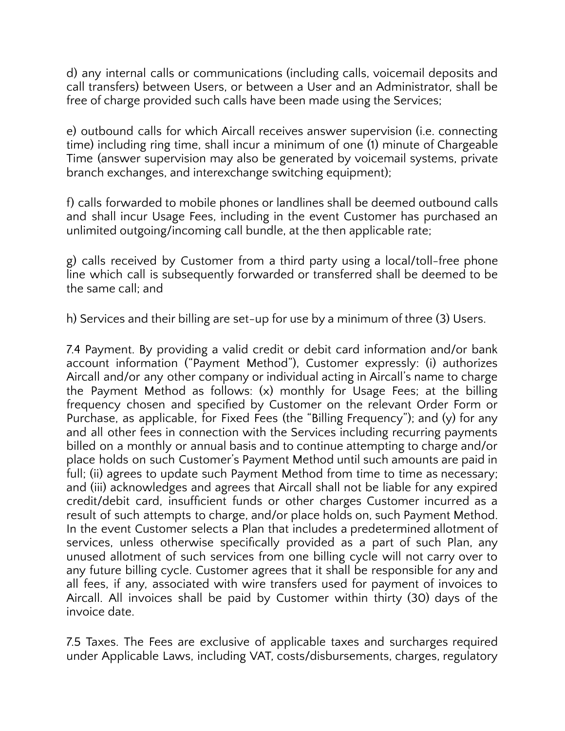d) any internal calls or communications (including calls, voicemail deposits and call transfers) between Users, or between a User and an Administrator, shall be free of charge provided such calls have been made using the Services;

e) outbound calls for which Aircall receives answer supervision (i.e. connecting time) including ring time, shall incur a minimum of one (1) minute of Chargeable Time (answer supervision may also be generated by voicemail systems, private branch exchanges, and interexchange switching equipment);

f) calls forwarded to mobile phones or landlines shall be deemed outbound calls and shall incur Usage Fees, including in the event Customer has purchased an unlimited outgoing/incoming call bundle, at the then applicable rate;

g) calls received by Customer from a third party using a local/toll-free phone line which call is subsequently forwarded or transferred shall be deemed to be the same call; and

h) Services and their billing are set-up for use by a minimum of three (3) Users.

7.4 Payment. By providing a valid credit or debit card information and/or bank account information ("Payment Method"), Customer expressly: (i) authorizes Aircall and/or any other company or individual acting in Aircall's name to charge the Payment Method as follows: (x) monthly for Usage Fees; at the billing frequency chosen and specified by Customer on the relevant Order Form or Purchase, as applicable, for Fixed Fees (the "Billing Frequency"); and (y) for any and all other fees in connection with the Services including recurring payments billed on a monthly or annual basis and to continue attempting to charge and/or place holds on such Customer's Payment Method until such amounts are paid in full; (ii) agrees to update such Payment Method from time to time as necessary; and (iii) acknowledges and agrees that Aircall shall not be liable for any expired credit/debit card, insufficient funds or other charges Customer incurred as a result of such attempts to charge, and/or place holds on, such Payment Method. In the event Customer selects a Plan that includes a predetermined allotment of services, unless otherwise specifically provided as a part of such Plan, any unused allotment of such services from one billing cycle will not carry over to any future billing cycle. Customer agrees that it shall be responsible for any and all fees, if any, associated with wire transfers used for payment of invoices to Aircall. All invoices shall be paid by Customer within thirty (30) days of the invoice date.

7.5 Taxes. The Fees are exclusive of applicable taxes and surcharges required under Applicable Laws, including VAT, costs/disbursements, charges, regulatory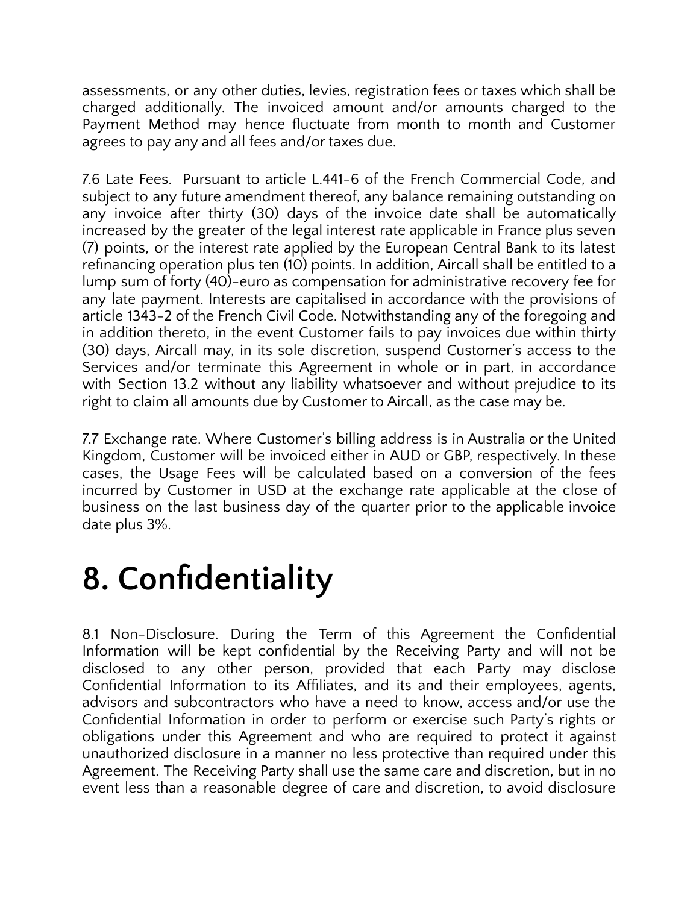assessments, or any other duties, levies, registration fees or taxes which shall be charged additionally. The invoiced amount and/or amounts charged to the Payment Method may hence fluctuate from month to month and Customer agrees to pay any and all fees and/or taxes due.

7.6 Late Fees. Pursuant to article L.441-6 of the French Commercial Code, and subject to any future amendment thereof, any balance remaining outstanding on any invoice after thirty (30) days of the invoice date shall be automatically increased by the greater of the legal interest rate applicable in France plus seven (7) points, or the interest rate applied by the European Central Bank to its latest refinancing operation plus ten (10) points. In addition, Aircall shall be entitled to a lump sum of forty (40)-euro as compensation for administrative recovery fee for any late payment. Interests are capitalised in accordance with the provisions of article 1343-2 of the French Civil Code. Notwithstanding any of the foregoing and in addition thereto, in the event Customer fails to pay invoices due within thirty (30) days, Aircall may, in its sole discretion, suspend Customer's access to the Services and/or terminate this Agreement in whole or in part, in accordance with Section 13.2 without any liability whatsoever and without prejudice to its right to claim all amounts due by Customer to Aircall, as the case may be.

7.7 Exchange rate. Where Customer's billing address is in Australia or the United Kingdom, Customer will be invoiced either in AUD or GBP, respectively. In these cases, the Usage Fees will be calculated based on a conversion of the fees incurred by Customer in USD at the exchange rate applicable at the close of business on the last business day of the quarter prior to the applicable invoice date plus 3%.

# 8. Confidentiality

8.1 Non-Disclosure. During the Term of this Agreement the Confidential Information will be kept confidential by the Receiving Party and will not be disclosed to any other person, provided that each Party may disclose Confidential Information to its Affiliates, and its and their employees, agents, advisors and subcontractors who have a need to know, access and/or use the Confidential Information in order to perform or exercise such Party's rights or obligations under this Agreement and who are required to protect it against unauthorized disclosure in a manner no less protective than required under this Agreement. The Receiving Party shall use the same care and discretion, but in no event less than a reasonable degree of care and discretion, to avoid disclosure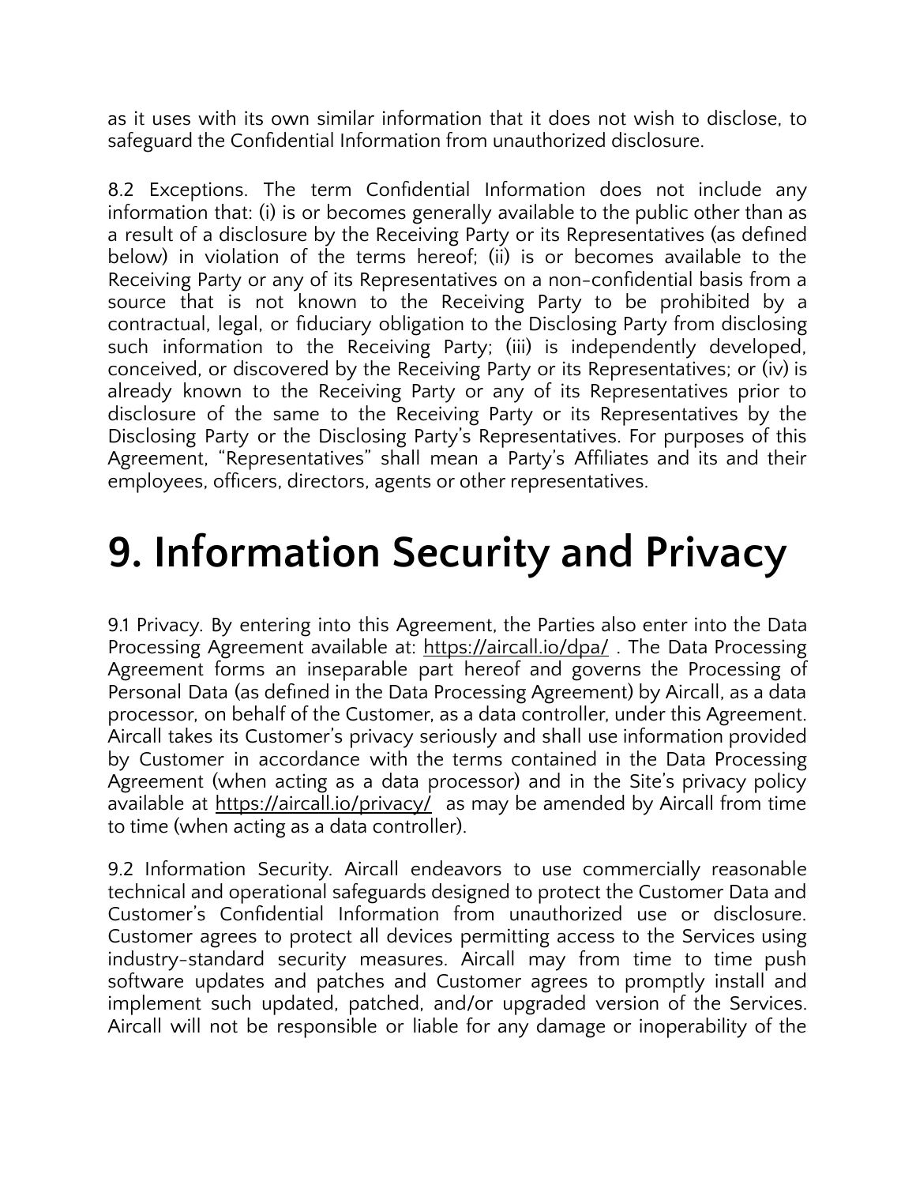as it uses with its own similar information that it does not wish to disclose, to safeguard the Confidential Information from unauthorized disclosure.

8.2 Exceptions. The term Confidential Information does not include any information that: (i) is or becomes generally available to the public other than as a result of a disclosure by the Receiving Party or its Representatives (as defined below) in violation of the terms hereof; (ii) is or becomes available to the Receiving Party or any of its Representatives on a non-confidential basis from a source that is not known to the Receiving Party to be prohibited by a contractual, legal, or fiduciary obligation to the Disclosing Party from disclosing such information to the Receiving Party; (iii) is independently developed, conceived, or discovered by the Receiving Party or its Representatives; or (iv) is already known to the Receiving Party or any of its Representatives prior to disclosure of the same to the Receiving Party or its Representatives by the Disclosing Party or the Disclosing Party's Representatives. For purposes of this Agreement, "Representatives" shall mean a Party's Affiliates and its and their employees, officers, directors, agents or other representatives.

# 9. Information Security and Privacy

9.1 Privacy. By entering into this Agreement, the Parties also enter into the Data Processing Agreement available at: https://aircall.io/dpa/ . The Data Processing Agreement forms an inseparable part hereof and governs the Processing of Personal Data (as defined in the Data Processing Agreement) by Aircall, as a data processor, on behalf of the Customer, as a data controller, under this Agreement. Aircall takes its Customer's privacy seriously and shall use information provided by Customer in accordance with the terms contained in the Data Processing Agreement (when acting as a data processor) and in the Site's privacy policy available at https://aircall.io/privacy/ as may be amended by Aircall from time to time (when acting as a data controller).

9.2 Information Security. Aircall endeavors to use commercially reasonable technical and operational safeguards designed to protect the Customer Data and Customer's Confidential Information from unauthorized use or disclosure. Customer agrees to protect all devices permitting access to the Services using industry-standard security measures. Aircall may from time to time push software updates and patches and Customer agrees to promptly install and implement such updated, patched, and/or upgraded version of the Services. Aircall will not be responsible or liable for any damage or inoperability of the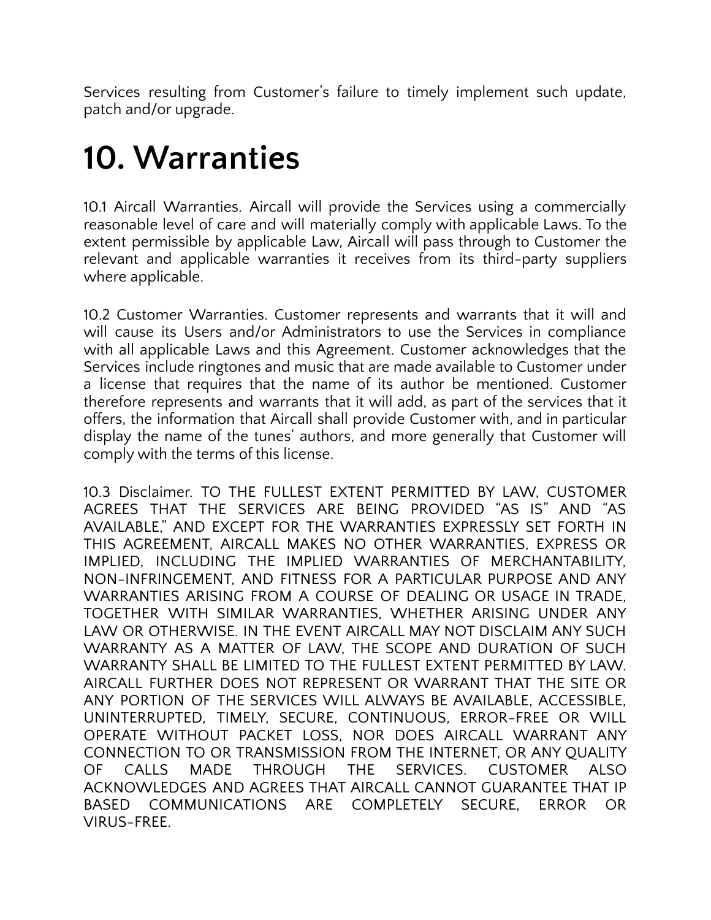Services resulting from Customer's failure to timely implement such update, patch and/or upgrade.

# 10. Warranties

10.1 Aircall Warranties. Aircall will provide the Services using a commercially reasonable level of care and will materially comply with applicable Laws. To the extent permissible by applicable Law, Aircall will pass through to Customer the relevant and applicable warranties it receives from its third-party suppliers where applicable.

10.2 Customer Warranties. Customer represents and warrants that it will and will cause its Users and/or Administrators to use the Services in compliance with all applicable Laws and this Agreement. Customer acknowledges that the Services include ringtones and music that are made available to Customer under a license that requires that the name of its author be mentioned. Customer therefore represents and warrants that it will add, as part of the services that it offers, the information that Aircall shall provide Customer with, and in particular display the name of the tunes' authors, and more generally that Customer will comply with the terms of this license.

10.3 Disclaimer. TO THE FULLEST EXTENT PERMITTED BY LAW, CUSTOMER AGREES THAT THE SERVICES ARE BEING PROVIDED "AS IS" AND "AS AVAILABLE," AND EXCEPT FOR THE WARRANTIES EXPRESSLY SET FORTH IN THIS AGREEMENT, AIRCALL MAKES NO OTHER WARRANTIES, EXPRESS OR IMPLIED, INCLUDING THE IMPLIED WARRANTIES OF MERCHANTABILITY, NON-INFRINGEMENT, AND FITNESS FOR A PARTICULAR PURPOSE AND ANY WARRANTIES ARISING FROM A COURSE OF DEALING OR USAGE IN TRADE, TOGETHER WITH SIMILAR WARRANTIES, WHETHER ARISING UNDER ANY LAW OR OTHERWISE. IN THE EVENT AIRCALL MAY NOT DISCLAIM ANY SUCH WARRANTY AS A MATTER OF LAW, THE SCOPE AND DURATION OF SUCH WARRANTY SHALL BE LIMITED TO THE FULLEST EXTENT PERMITTED BY LAW. AIRCALL FURTHER DOES NOT REPRESENT OR WARRANT THAT THE SITE OR ANY PORTION OF THE SERVICES WILL ALWAYS BE AVAILABLE, ACCESSIBLE, UNINTERRUPTED, TIMELY, SECURE, CONTINUOUS, ERROR-FREE OR WILL OPERATE WITHOUT PACKET LOSS, NOR DOES AIRCALL WARRANT ANY CONNECTION TO OR TRANSMISSION FROM THE INTERNET, OR ANY QUALITY OF CALLS MADE THROUGH THE SERVICES. CUSTOMER ALSO ACKNOWLEDGES AND AGREES THAT AIRCALL CANNOT GUARANTEE THAT IP BASED COMMUNICATIONS ARE COMPLETELY SECURE, ERROR OR VIRUS-FREE.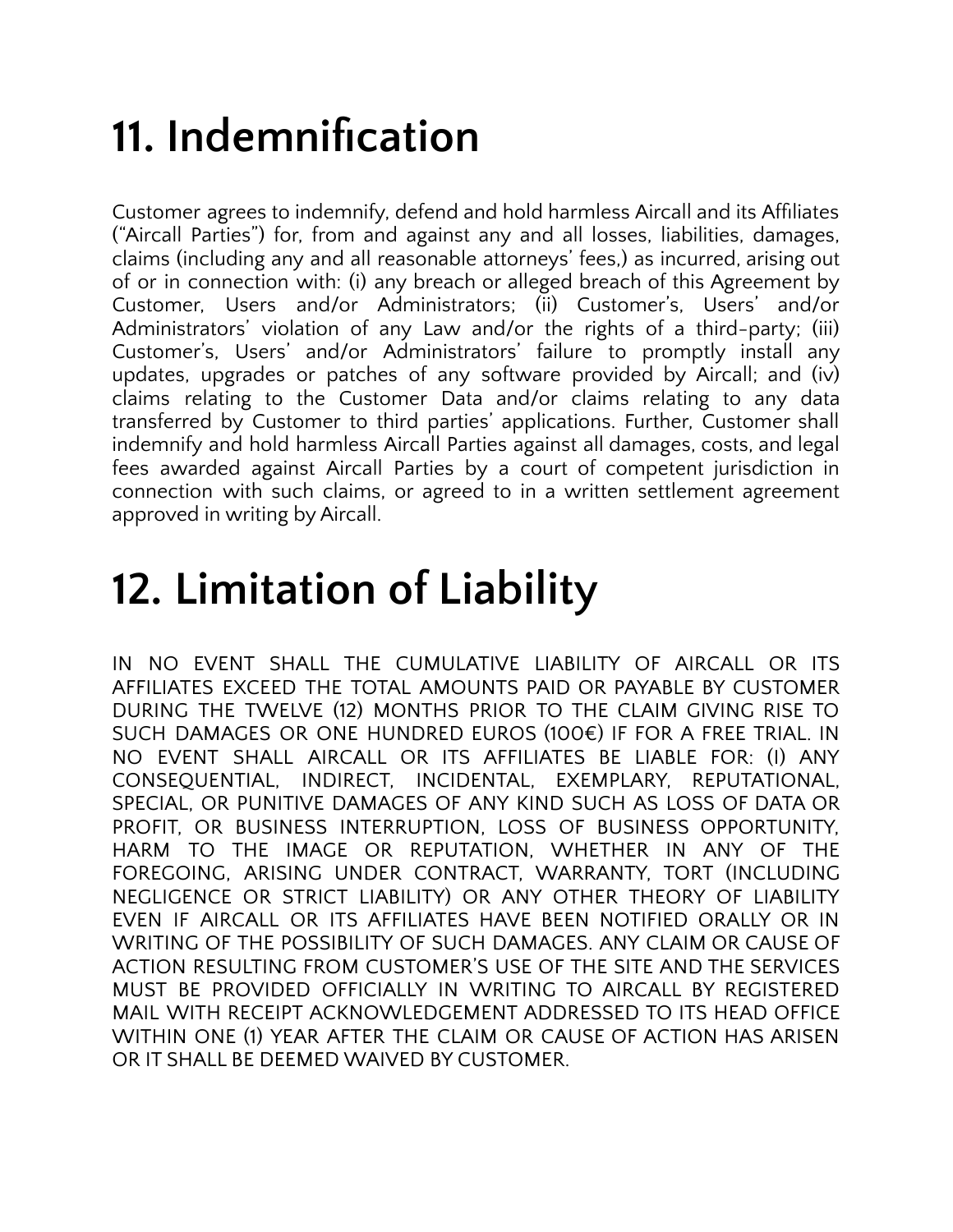# 11. Indemnification

Customer agrees to indemnify, defend and hold harmless Aircall and its Affiliates ("Aircall Parties") for, from and against any and all losses, liabilities, damages, claims (including any and all reasonable attorneys' fees,) as incurred, arising out of or in connection with: (i) any breach or alleged breach of this Agreement by Customer, Users and/or Administrators; (ii) Customer's, Users' and/or Administrators' violation of any Law and/or the rights of a third-party; (iii) Customer's, Users' and/or Administrators' failure to promptly install any updates, upgrades or patches of any software provided by Aircall; and (iv) claims relating to the Customer Data and/or claims relating to any data transferred by Customer to third parties' applications. Further, Customer shall indemnify and hold harmless Aircall Parties against all damages, costs, and legal fees awarded against Aircall Parties by a court of competent jurisdiction in connection with such claims, or agreed to in a written settlement agreement approved in writing by Aircall.

# 12. Limitation of Liability

IN NO EVENT SHALL THE CUMULATIVE LIABILITY OF AIRCALL OR ITS AFFILIATES EXCEED THE TOTAL AMOUNTS PAID OR PAYABLE BY CUSTOMER DURING THE TWELVE (12) MONTHS PRIOR TO THE CLAIM GIVING RISE TO SUCH DAMAGES OR ONE HUNDRED EUROS (100€) IF FOR A FREE TRIAL. IN NO EVENT SHALL AIRCALL OR ITS AFFILIATES BE LIABLE FOR: (I) ANY CONSEQUENTIAL, INDIRECT, INCIDENTAL, EXEMPLARY, REPUTATIONAL, SPECIAL, OR PUNITIVE DAMAGES OF ANY KIND SUCH AS LOSS OF DATA OR PROFIT, OR BUSINESS INTERRUPTION, LOSS OF BUSINESS OPPORTUNITY, HARM TO THE IMAGE OR REPUTATION, WHETHER IN ANY OF THE FOREGOING, ARISING UNDER CONTRACT, WARRANTY, TORT (INCLUDING NEGLIGENCE OR STRICT LIABILITY) OR ANY OTHER THEORY OF LIABILITY EVEN IF AIRCALL OR ITS AFFILIATES HAVE BEEN NOTIFIED ORALLY OR IN WRITING OF THE POSSIBILITY OF SUCH DAMAGES. ANY CLAIM OR CAUSE OF ACTION RESULTING FROM CUSTOMER'S USE OF THE SITE AND THE SERVICES MUST BE PROVIDED OFFICIALLY IN WRITING TO AIRCALL BY REGISTERED MAIL WITH RECEIPT ACKNOWLEDGEMENT ADDRESSED TO ITS HEAD OFFICE WITHIN ONE (1) YEAR AFTER THE CLAIM OR CAUSE OF ACTION HAS ARISEN OR IT SHALL BE DEEMED WAIVED BY CUSTOMER.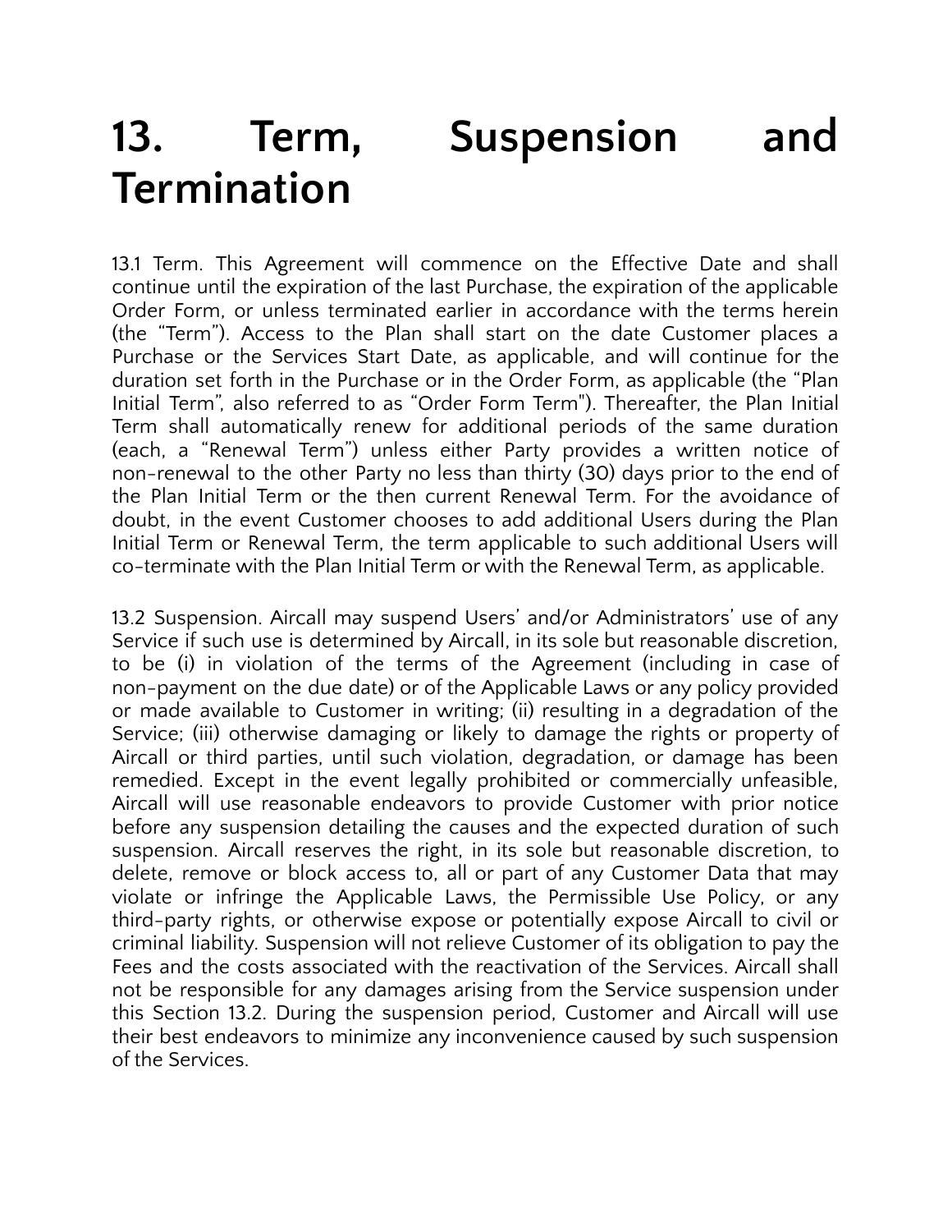# 13. Term, Suspension and Termination

13.1 Term. This Agreement will commence on the Effective Date and shall continue until the expiration of the last Purchase, the expiration of the applicable Order Form, or unless terminated earlier in accordance with the terms herein (the "Term"). Access to the Plan shall start on the date Customer places a Purchase or the Services Start Date, as applicable, and will continue for the duration set forth in the Purchase or in the Order Form, as applicable (the "Plan Initial Term", also referred to as "Order Form Term"). Thereafter, the Plan Initial Term shall automatically renew for additional periods of the same duration (each, a "Renewal Term") unless either Party provides a written notice of non-renewal to the other Party no less than thirty (30) days prior to the end of the Plan Initial Term or the then current Renewal Term. For the avoidance of doubt, in the event Customer chooses to add additional Users during the Plan Initial Term or Renewal Term, the term applicable to such additional Users will co-terminate with the Plan Initial Term or with the Renewal Term, as applicable.

13.2 Suspension. Aircall may suspend Users' and/or Administrators' use of any Service if such use is determined by Aircall, in its sole but reasonable discretion, to be (i) in violation of the terms of the Agreement (including in case of non-payment on the due date) or of the Applicable Laws or any policy provided or made available to Customer in writing; (ii) resulting in a degradation of the Service; (iii) otherwise damaging or likely to damage the rights or property of Aircall or third parties, until such violation, degradation, or damage has been remedied. Except in the event legally prohibited or commercially unfeasible, Aircall will use reasonable endeavors to provide Customer with prior notice before any suspension detailing the causes and the expected duration of such suspension. Aircall reserves the right, in its sole but reasonable discretion, to delete, remove or block access to, all or part of any Customer Data that may violate or infringe the Applicable Laws, the Permissible Use Policy, or any third-party rights, or otherwise expose or potentially expose Aircall to civil or criminal liability. Suspension will not relieve Customer of its obligation to pay the Fees and the costs associated with the reactivation of the Services. Aircall shall not be responsible for any damages arising from the Service suspension under this Section 13.2. During the suspension period, Customer and Aircall will use their best endeavors to minimize any inconvenience caused by such suspension of the Services.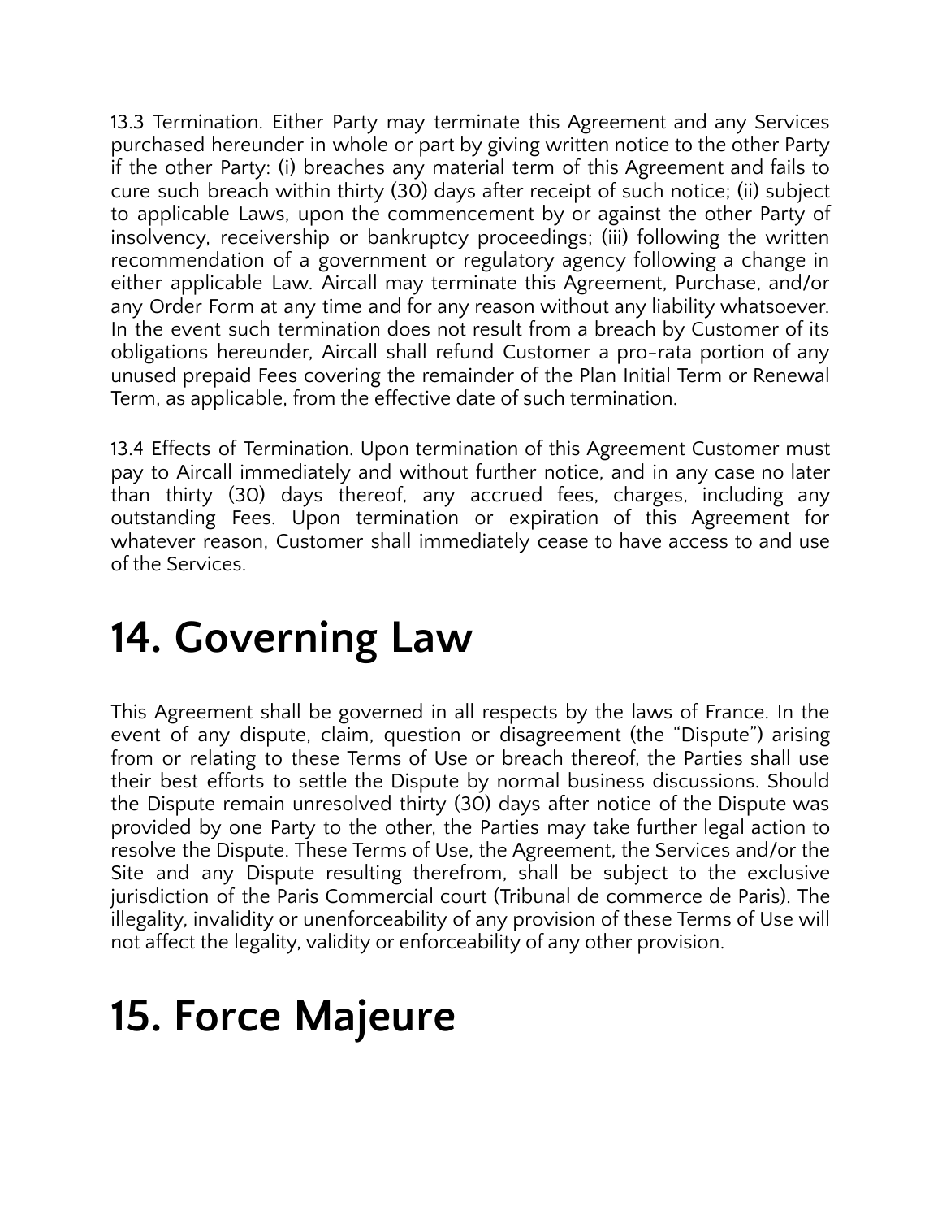13.3 Termination. Either Party may terminate this Agreement and any Services purchased hereunder in whole or part by giving written notice to the other Party if the other Party: (i) breaches any material term of this Agreement and fails to cure such breach within thirty (30) days after receipt of such notice; (ii) subject to applicable Laws, upon the commencement by or against the other Party of insolvency, receivership or bankruptcy proceedings; (iii) following the written recommendation of a government or regulatory agency following a change in either applicable Law. Aircall may terminate this Agreement, Purchase, and/or any Order Form at any time and for any reason without any liability whatsoever. In the event such termination does not result from a breach by Customer of its obligations hereunder, Aircall shall refund Customer a pro-rata portion of any unused prepaid Fees covering the remainder of the Plan Initial Term or Renewal Term, as applicable, from the effective date of such termination.

13.4 Effects of Termination. Upon termination of this Agreement Customer must pay to Aircall immediately and without further notice, and in any case no later than thirty (30) days thereof, any accrued fees, charges, including any outstanding Fees. Upon termination or expiration of this Agreement for whatever reason, Customer shall immediately cease to have access to and use of the Services.

# 14. Governing Law

This Agreement shall be governed in all respects by the laws of France. In the event of any dispute, claim, question or disagreement (the "Dispute") arising from or relating to these Terms of Use or breach thereof, the Parties shall use their best efforts to settle the Dispute by normal business discussions. Should the Dispute remain unresolved thirty (30) days after notice of the Dispute was provided by one Party to the other, the Parties may take further legal action to resolve the Dispute. These Terms of Use, the Agreement, the Services and/or the Site and any Dispute resulting therefrom, shall be subject to the exclusive jurisdiction of the Paris Commercial court (Tribunal de commerce de Paris). The illegality, invalidity or unenforceability of any provision of these Terms of Use will not affect the legality, validity or enforceability of any other provision.

# 15. Force Majeure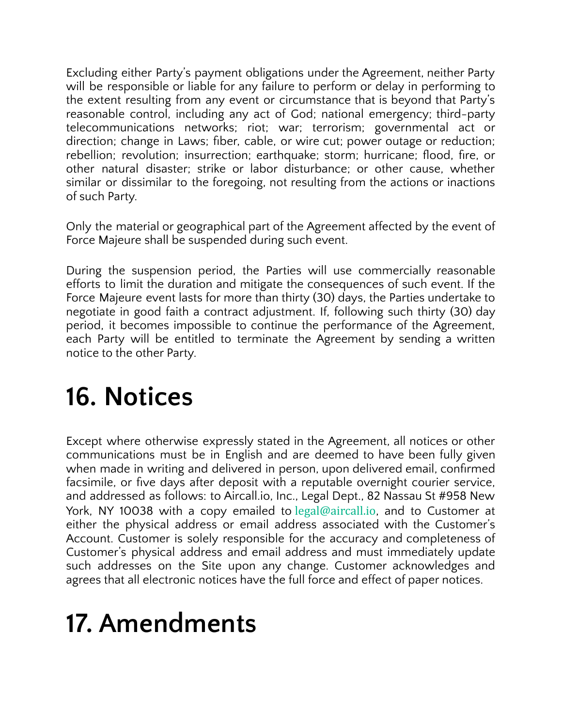Excluding either Party's payment obligations under the Agreement, neither Party will be responsible or liable for any failure to perform or delay in performing to the extent resulting from any event or circumstance that is beyond that Party's reasonable control, including any act of God; national emergency; third-party telecommunications networks; riot; war; terrorism; governmental act or direction; change in Laws; fiber, cable, or wire cut; power outage or reduction; rebellion; revolution; insurrection; earthquake; storm; hurricane; flood, fire, or other natural disaster; strike or labor disturbance; or other cause, whether similar or dissimilar to the foregoing, not resulting from the actions or inactions of such Party.

Only the material or geographical part of the Agreement affected by the event of Force Majeure shall be suspended during such event.

During the suspension period, the Parties will use commercially reasonable efforts to limit the duration and mitigate the consequences of such event. If the Force Majeure event lasts for more than thirty (30) days, the Parties undertake to negotiate in good faith a contract adjustment. If, following such thirty (30) day period, it becomes impossible to continue the performance of the Agreement, each Party will be entitled to terminate the Agreement by sending a written notice to the other Party.

# 16. Notices

Except where otherwise expressly stated in the Agreement, all notices or other communications must be in English and are deemed to have been fully given when made in writing and delivered in person, upon delivered email, confirmed facsimile, or five days after deposit with a reputable overnight courier service, and addressed as follows: to Aircall.io, Inc., Legal Dept., 82 Nassau St #958 New York, NY 10038 with a copy emailed to legal@aircall.io, and to Customer at either the physical address or email address associated with the Customer's Account. Customer is solely responsible for the accuracy and completeness of Customer's physical address and email address and must immediately update such addresses on the Site upon any change. Customer acknowledges and agrees that all electronic notices have the full force and effect of paper notices.

# 17. Amendments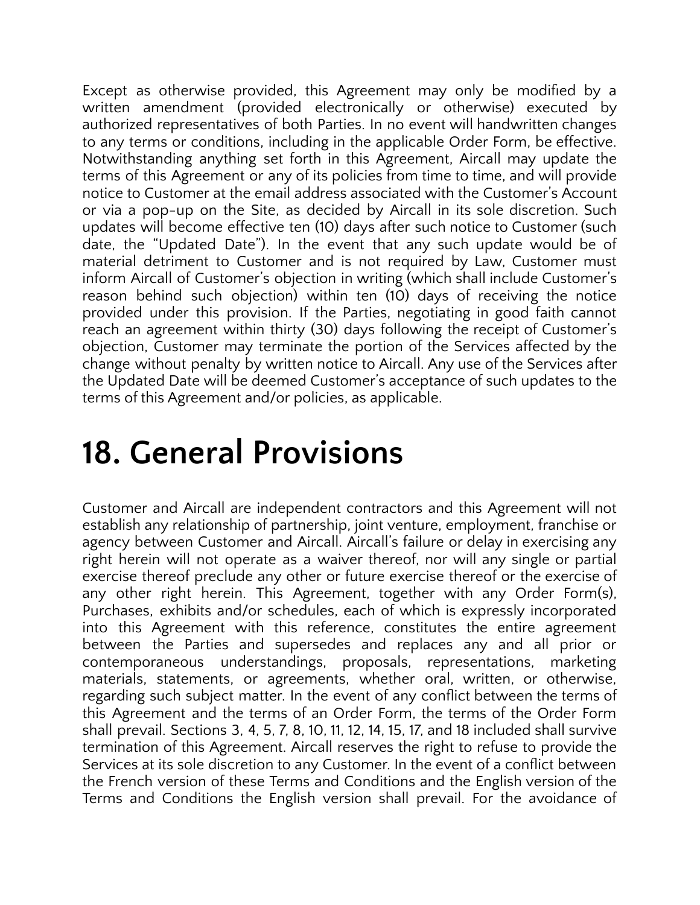Except as otherwise provided, this Agreement may only be modified by a written amendment (provided electronically or otherwise) executed by authorized representatives of both Parties. In no event will handwritten changes to any terms or conditions, including in the applicable Order Form, be effective. Notwithstanding anything set forth in this Agreement, Aircall may update the terms of this Agreement or any of its policies from time to time, and will provide notice to Customer at the email address associated with the Customer's Account or via a pop-up on the Site, as decided by Aircall in its sole discretion. Such updates will become effective ten (10) days after such notice to Customer (such date, the "Updated Date"). In the event that any such update would be of material detriment to Customer and is not required by Law, Customer must inform Aircall of Customer's objection in writing (which shall include Customer's reason behind such objection) within ten (10) days of receiving the notice provided under this provision. If the Parties, negotiating in good faith cannot reach an agreement within thirty (30) days following the receipt of Customer's objection, Customer may terminate the portion of the Services affected by the change without penalty by written notice to Aircall. Any use of the Services after the Updated Date will be deemed Customer's acceptance of such updates to the terms of this Agreement and/or policies, as applicable.

# 18. General Provisions

Customer and Aircall are independent contractors and this Agreement will not establish any relationship of partnership, joint venture, employment, franchise or agency between Customer and Aircall. Aircall's failure or delay in exercising any right herein will not operate as a waiver thereof, nor will any single or partial exercise thereof preclude any other or future exercise thereof or the exercise of any other right herein. This Agreement, together with any Order Form(s), Purchases, exhibits and/or schedules, each of which is expressly incorporated into this Agreement with this reference, constitutes the entire agreement between the Parties and supersedes and replaces any and all prior or contemporaneous understandings, proposals, representations, marketing materials, statements, or agreements, whether oral, written, or otherwise, regarding such subject matter. In the event of any conflict between the terms of this Agreement and the terms of an Order Form, the terms of the Order Form shall prevail. Sections 3, 4, 5, 7, 8, 10, 11, 12, 14, 15, 17, and 18 included shall survive termination of this Agreement. Aircall reserves the right to refuse to provide the Services at its sole discretion to any Customer. In the event of a conflict between the French version of these Terms and Conditions and the English version of the Terms and Conditions the English version shall prevail. For the avoidance of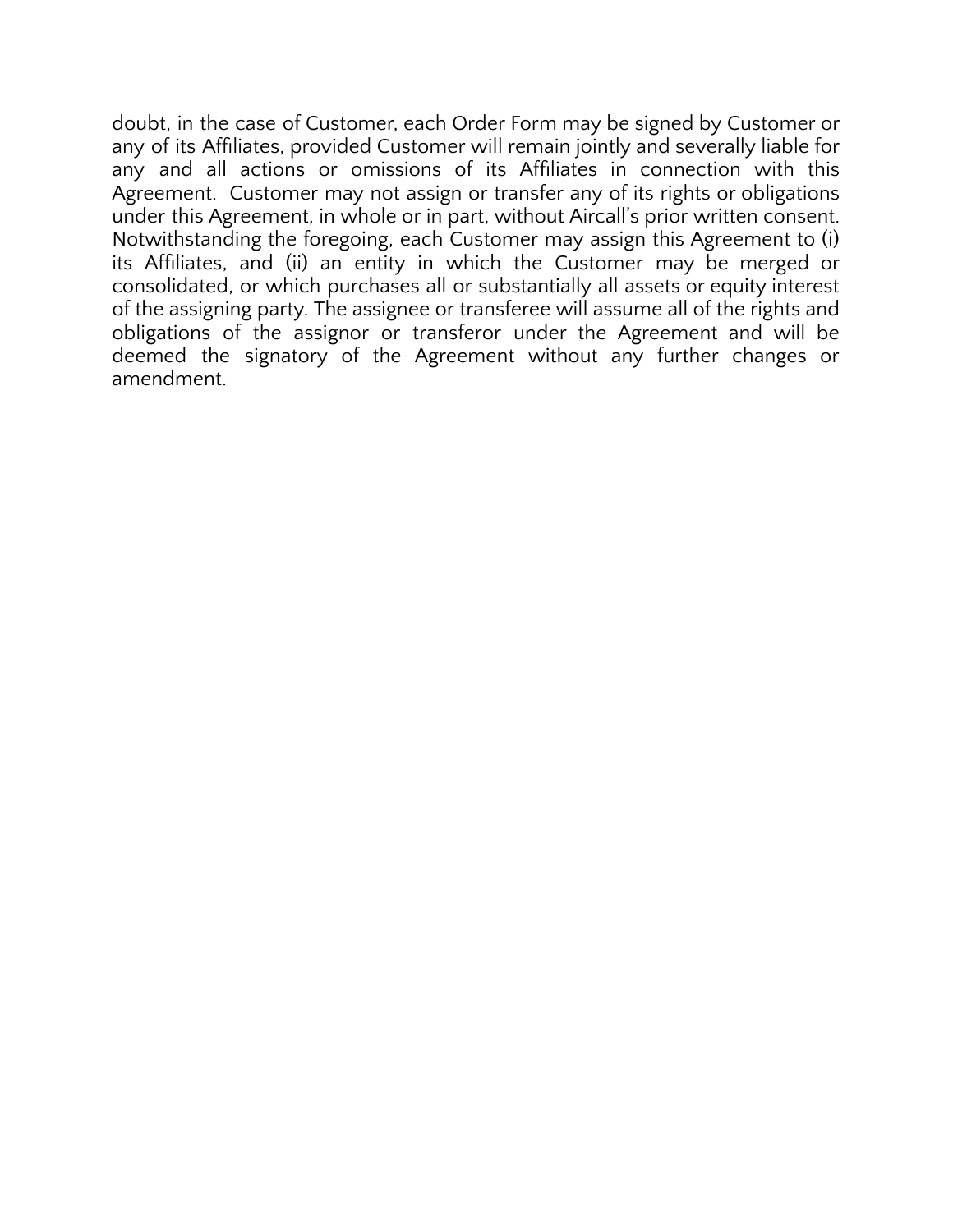doubt, in the case of Customer, each Order Form may be signed by Customer or any of its Affiliates, provided Customer will remain jointly and severally liable for any and all actions or omissions of its Affiliates in connection with this Agreement. Customer may not assign or transfer any of its rights or obligations under this Agreement, in whole or in part, without Aircall's prior written consent. Notwithstanding the foregoing, each Customer may assign this Agreement to (i) its Affiliates, and (ii) an entity in which the Customer may be merged or consolidated, or which purchases all or substantially all assets or equity interest of the assigning party. The assignee or transferee will assume all of the rights and obligations of the assignor or transferor under the Agreement and will be deemed the signatory of the Agreement without any further changes or amendment.